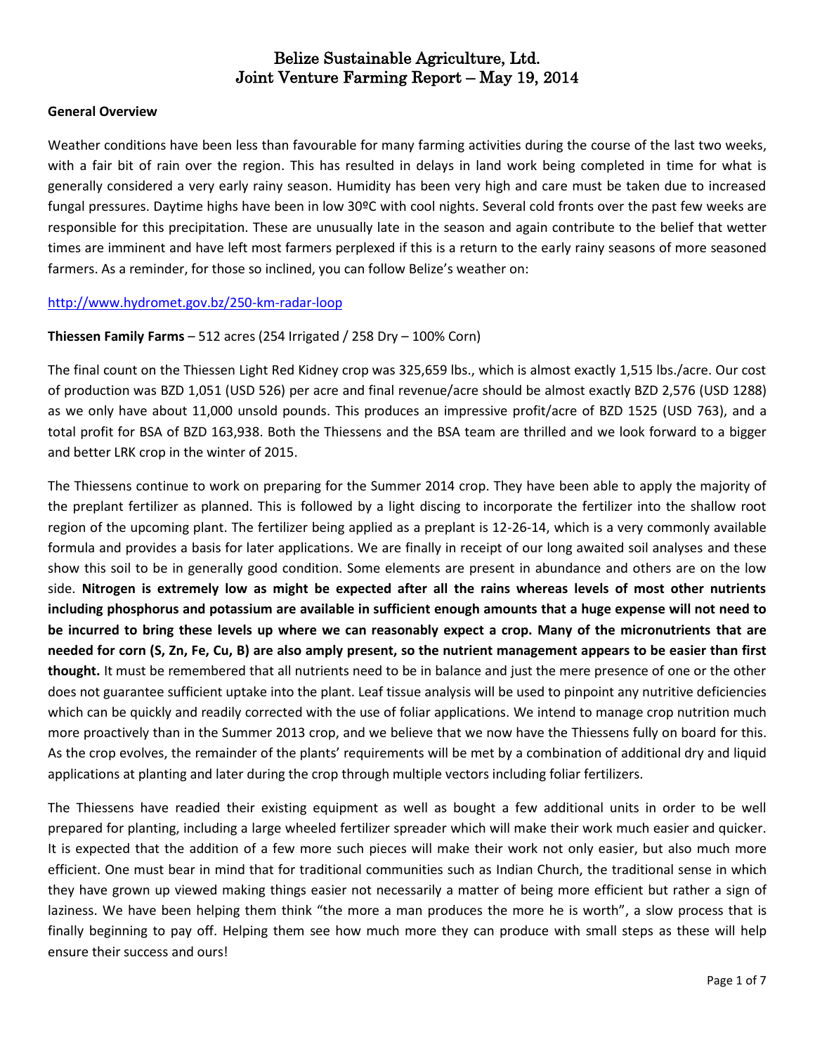# Belize Sustainable Agriculture, Ltd.
# Joint Venture Farming Report – May 19, 2014

**General Overview**

Weather conditions have been less than favourable for many farming activities during the course of the last two weeks, with a fair bit of rain over the region. This has resulted in delays in land work being completed in time for what is generally considered a very early rainy season. Humidity has been very high and care must be taken due to increased fungal pressures. Daytime highs have been in low 30ºC with cool nights. Several cold fronts over the past few weeks are responsible for this precipitation. These are unusually late in the season and again contribute to the belief that wetter times are imminent and have left most farmers perplexed if this is a return to the early rainy seasons of more seasoned farmers. As a reminder, for those so inclined, you can follow Belize's weather on:

http://www.hydromet.gov.bz/250-km-radar-loop

**Thiessen Family Farms** – 512 acres (254 Irrigated / 258 Dry – 100% Corn)

The final count on the Thiessen Light Red Kidney crop was 325,659 lbs., which is almost exactly 1,515 lbs./acre. Our cost of production was BZD 1,051 (USD 526) per acre and final revenue/acre should be almost exactly BZD 2,576 (USD 1288) as we only have about 11,000 unsold pounds. This produces an impressive profit/acre of BZD 1525 (USD 763), and a total profit for BSA of BZD 163,938. Both the Thiessens and the BSA team are thrilled and we look forward to a bigger and better LRK crop in the winter of 2015.

The Thiessens continue to work on preparing for the Summer 2014 crop. They have been able to apply the majority of the preplant fertilizer as planned. This is followed by a light discing to incorporate the fertilizer into the shallow root region of the upcoming plant. The fertilizer being applied as a preplant is 12-26-14, which is a very commonly available formula and provides a basis for later applications. We are finally in receipt of our long awaited soil analyses and these show this soil to be in generally good condition. Some elements are present in abundance and others are on the low side. **Nitrogen is extremely low as might be expected after all the rains whereas levels of most other nutrients including phosphorus and potassium are available in sufficient enough amounts that a huge expense will not need to be incurred to bring these levels up where we can reasonably expect a crop. Many of the micronutrients that are needed for corn (S, Zn, Fe, Cu, B) are also amply present, so the nutrient management appears to be easier than first thought.** It must be remembered that all nutrients need to be in balance and just the mere presence of one or the other does not guarantee sufficient uptake into the plant. Leaf tissue analysis will be used to pinpoint any nutritive deficiencies which can be quickly and readily corrected with the use of foliar applications. We intend to manage crop nutrition much more proactively than in the Summer 2013 crop, and we believe that we now have the Thiessens fully on board for this. As the crop evolves, the remainder of the plants' requirements will be met by a combination of additional dry and liquid applications at planting and later during the crop through multiple vectors including foliar fertilizers.

The Thiessens have readied their existing equipment as well as bought a few additional units in order to be well prepared for planting, including a large wheeled fertilizer spreader which will make their work much easier and quicker. It is expected that the addition of a few more such pieces will make their work not only easier, but also much more efficient. One must bear in mind that for traditional communities such as Indian Church, the traditional sense in which they have grown up viewed making things easier not necessarily a matter of being more efficient but rather a sign of laziness. We have been helping them think "the more a man produces the more he is worth", a slow process that is finally beginning to pay off. Helping them see how much more they can produce with small steps as these will help ensure their success and ours!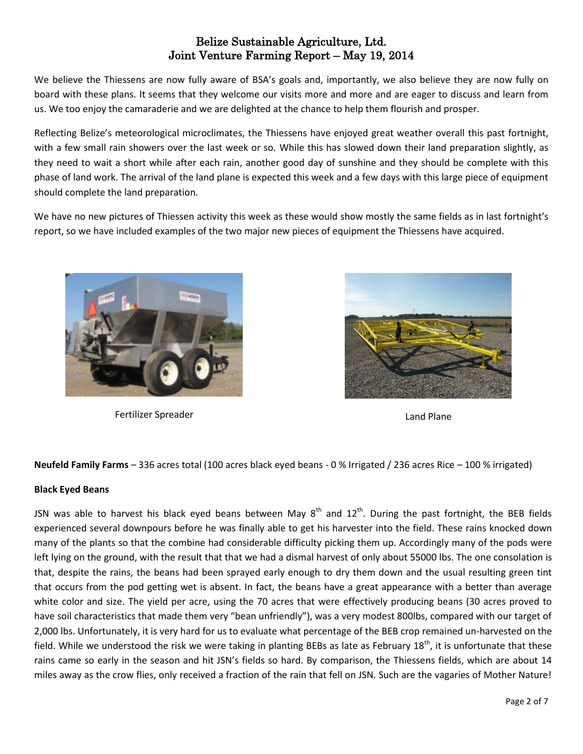# Belize Sustainable Agriculture, Ltd.
## Joint Venture Farming Report – May 19, 2014

We believe the Thiessens are now fully aware of BSA's goals and, importantly, we also believe they are now fully on board with these plans. It seems that they welcome our visits more and more and are eager to discuss and learn from us. We too enjoy the camaraderie and we are delighted at the chance to help them flourish and prosper.

Reflecting Belize's meteorological microclimates, the Thiessens have enjoyed great weather overall this past fortnight, with a few small rain showers over the last week or so. While this has slowed down their land preparation slightly, as they need to wait a short while after each rain, another good day of sunshine and they should be complete with this phase of land work. The arrival of the land plane is expected this week and a few days with this large piece of equipment should complete the land preparation.

We have no new pictures of Thiessen activity this week as these would show mostly the same fields as in last fortnight's report, so we have included examples of the two major new pieces of equipment the Thiessens have acquired.

Fertilizer Spreader

Land Plane

**Neufeld Family Farms** – 336 acres total (100 acres black eyed beans - 0 % Irrigated / 236 acres Rice – 100 % irrigated)

**Black Eyed Beans**

JSN was able to harvest his black eyed beans between May 8th and 12th. During the past fortnight, the BEB fields experienced several downpours before he was finally able to get his harvester into the field. These rains knocked down many of the plants so that the combine had considerable difficulty picking them up. Accordingly many of the pods were left lying on the ground, with the result that that we had a dismal harvest of only about 55000 lbs. The one consolation is that, despite the rains, the beans had been sprayed early enough to dry them down and the usual resulting green tint that occurs from the pod getting wet is absent. In fact, the beans have a great appearance with a better than average white color and size. The yield per acre, using the 70 acres that were effectively producing beans (30 acres proved to have soil characteristics that made them very "bean unfriendly"), was a very modest 800lbs, compared with our target of 2,000 lbs. Unfortunately, it is very hard for us to evaluate what percentage of the BEB crop remained un-harvested on the field. While we understood the risk we were taking in planting BEBs as late as February 18th, it is unfortunate that these rains came so early in the season and hit JSN's fields so hard. By comparison, the Thiessens fields, which are about 14 miles away as the crow flies, only received a fraction of the rain that fell on JSN. Such are the vagaries of Mother Nature!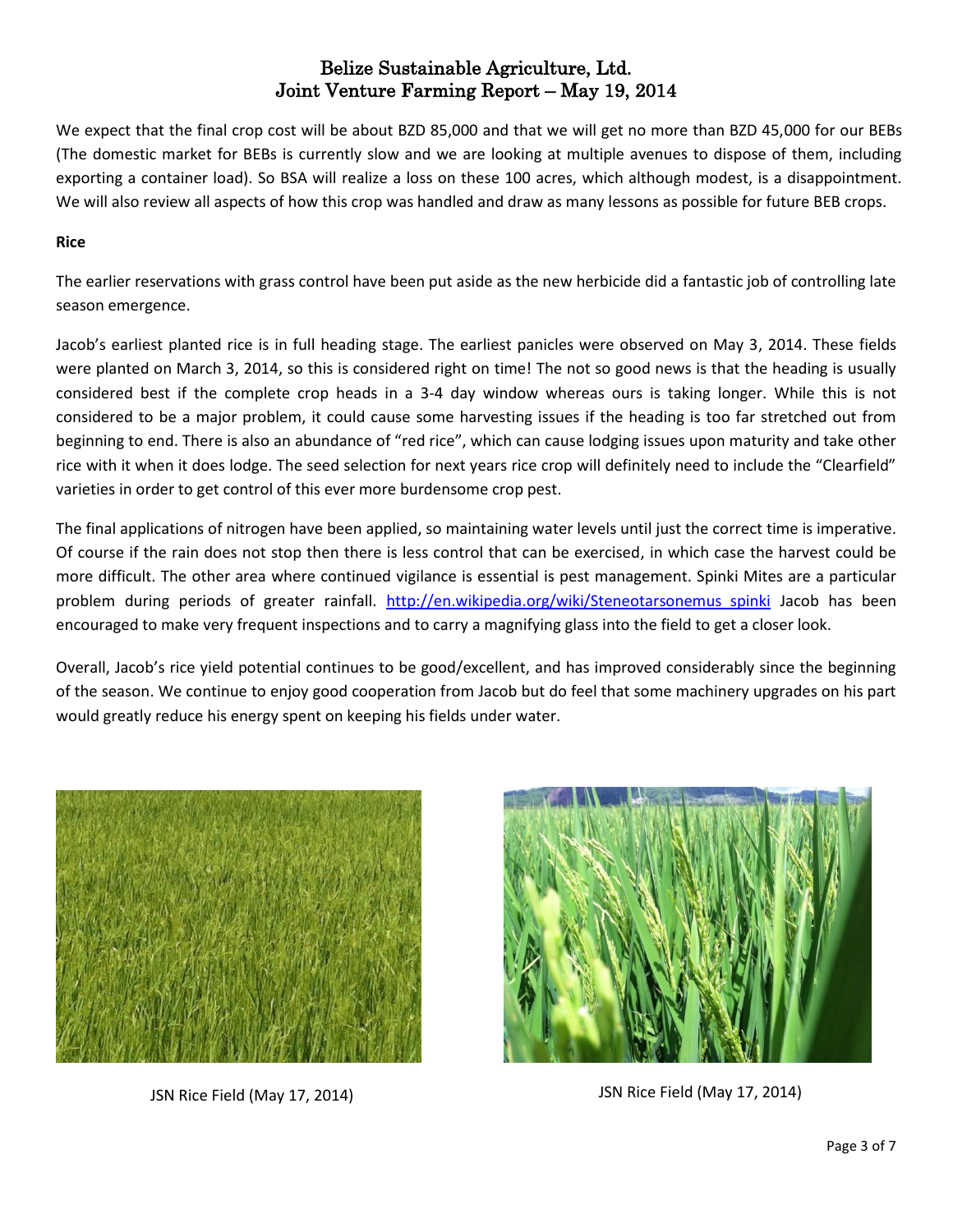We expect that the final crop cost will be about BZD 85,000 and that we will get no more than BZD 45,000 for our BEBs (The domestic market for BEBs is currently slow and we are looking at multiple avenues to dispose of them, including exporting a container load). So BSA will realize a loss on these 100 acres, which although modest, is a disappointment. We will also review all aspects of how this crop was handled and draw as many lessons as possible for future BEB crops.

**Rice**

The earlier reservations with grass control have been put aside as the new herbicide did a fantastic job of controlling late season emergence.

Jacob's earliest planted rice is in full heading stage. The earliest panicles were observed on May 3, 2014. These fields were planted on March 3, 2014, so this is considered right on time! The not so good news is that the heading is usually considered best if the complete crop heads in a 3-4 day window whereas ours is taking longer. While this is not considered to be a major problem, it could cause some harvesting issues if the heading is too far stretched out from beginning to end. There is also an abundance of "red rice", which can cause lodging issues upon maturity and take other rice with it when it does lodge. The seed selection for next years rice crop will definitely need to include the "Clearfield" varieties in order to get control of this ever more burdensome crop pest.

The final applications of nitrogen have been applied, so maintaining water levels until just the correct time is imperative. Of course if the rain does not stop then there is less control that can be exercised, in which case the harvest could be more difficult. The other area where continued vigilance is essential is pest management. Spinki Mites are a particular problem during periods of greater rainfall. http://en.wikipedia.org/wiki/Steneotarsonemus_spinki Jacob has been encouraged to make very frequent inspections and to carry a magnifying glass into the field to get a closer look.

Overall, Jacob's rice yield potential continues to be good/excellent, and has improved considerably since the beginning of the season. We continue to enjoy good cooperation from Jacob but do feel that some machinery upgrades on his part would greatly reduce his energy spent on keeping his fields under water.

JSN Rice Field (May 17, 2014)

JSN Rice Field (May 17, 2014)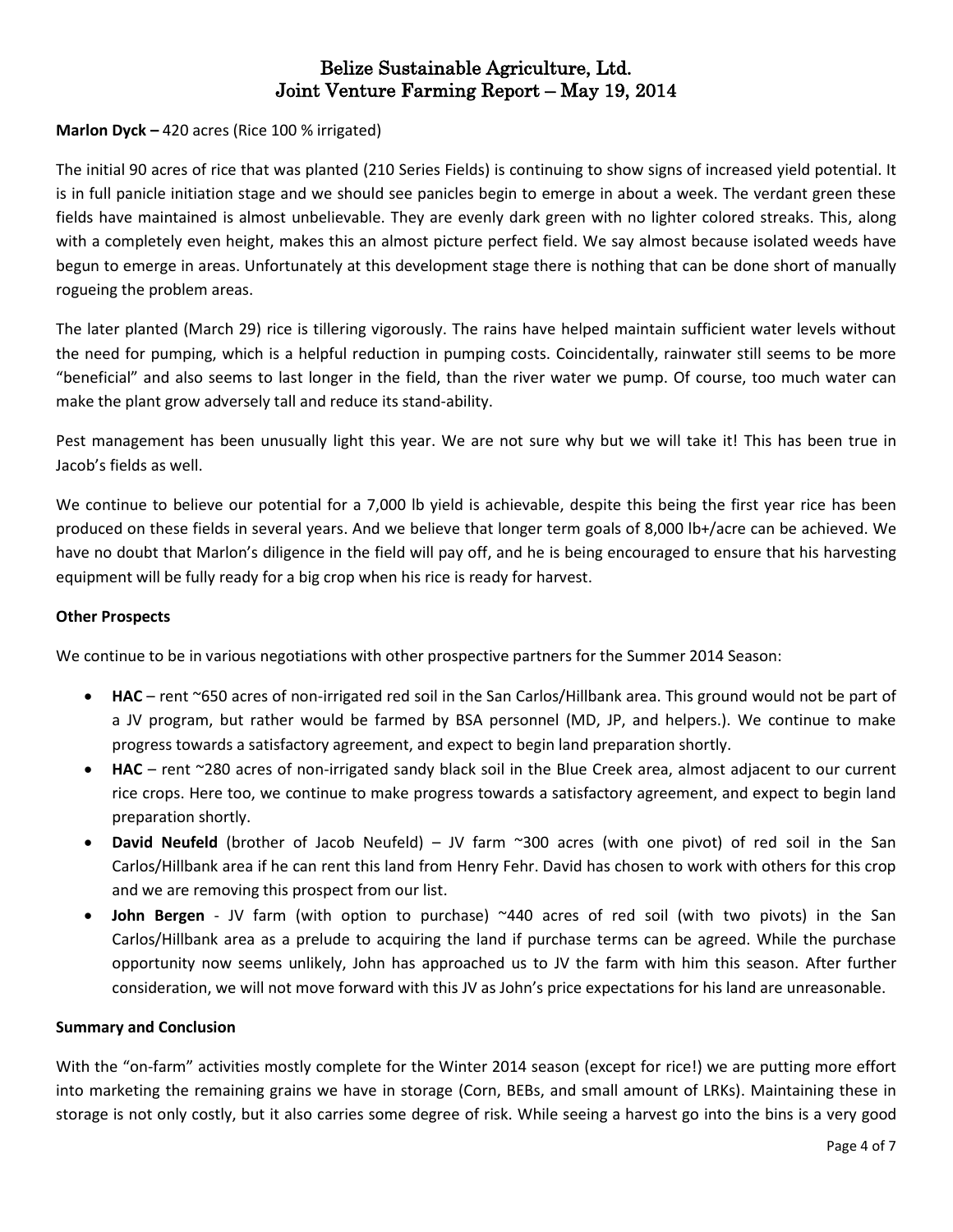**Marlon Dyck –** 420 acres (Rice 100 % irrigated)

The initial 90 acres of rice that was planted (210 Series Fields) is continuing to show signs of increased yield potential. It is in full panicle initiation stage and we should see panicles begin to emerge in about a week. The verdant green these fields have maintained is almost unbelievable. They are evenly dark green with no lighter colored streaks. This, along with a completely even height, makes this an almost picture perfect field. We say almost because isolated weeds have begun to emerge in areas. Unfortunately at this development stage there is nothing that can be done short of manually rogueing the problem areas.

The later planted (March 29) rice is tillering vigorously. The rains have helped maintain sufficient water levels without the need for pumping, which is a helpful reduction in pumping costs. Coincidentally, rainwater still seems to be more "beneficial" and also seems to last longer in the field, than the river water we pump. Of course, too much water can make the plant grow adversely tall and reduce its stand-ability.

Pest management has been unusually light this year. We are not sure why but we will take it! This has been true in Jacob's fields as well.

We continue to believe our potential for a 7,000 lb yield is achievable, despite this being the first year rice has been produced on these fields in several years. And we believe that longer term goals of 8,000 lb+/acre can be achieved. We have no doubt that Marlon's diligence in the field will pay off, and he is being encouraged to ensure that his harvesting equipment will be fully ready for a big crop when his rice is ready for harvest.

**Other Prospects**

We continue to be in various negotiations with other prospective partners for the Summer 2014 Season:

- **HAC** – rent ~650 acres of non-irrigated red soil in the San Carlos/Hillbank area. This ground would not be part of a JV program, but rather would be farmed by BSA personnel (MD, JP, and helpers.). We continue to make progress towards a satisfactory agreement, and expect to begin land preparation shortly.
- **HAC** – rent ~280 acres of non-irrigated sandy black soil in the Blue Creek area, almost adjacent to our current rice crops. Here too, we continue to make progress towards a satisfactory agreement, and expect to begin land preparation shortly.
- **David Neufeld** (brother of Jacob Neufeld) – JV farm ~300 acres (with one pivot) of red soil in the San Carlos/Hillbank area if he can rent this land from Henry Fehr. David has chosen to work with others for this crop and we are removing this prospect from our list.
- **John Bergen** - JV farm (with option to purchase) ~440 acres of red soil (with two pivots) in the San Carlos/Hillbank area as a prelude to acquiring the land if purchase terms can be agreed. While the purchase opportunity now seems unlikely, John has approached us to JV the farm with him this season. After further consideration, we will not move forward with this JV as John's price expectations for his land are unreasonable.

**Summary and Conclusion**

With the "on-farm" activities mostly complete for the Winter 2014 season (except for rice!) we are putting more effort into marketing the remaining grains we have in storage (Corn, BEBs, and small amount of LRKs). Maintaining these in storage is not only costly, but it also carries some degree of risk. While seeing a harvest go into the bins is a very good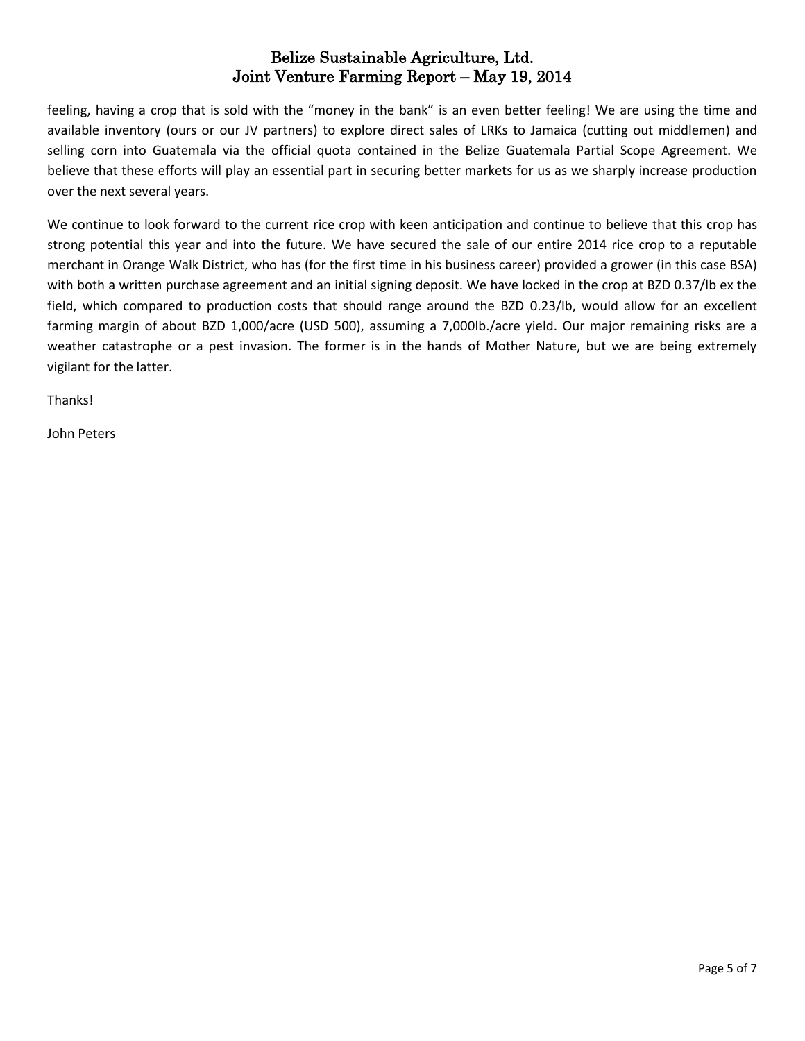feeling, having a crop that is sold with the "money in the bank" is an even better feeling! We are using the time and available inventory (ours or our JV partners) to explore direct sales of LRKs to Jamaica (cutting out middlemen) and selling corn into Guatemala via the official quota contained in the Belize Guatemala Partial Scope Agreement. We believe that these efforts will play an essential part in securing better markets for us as we sharply increase production over the next several years.

We continue to look forward to the current rice crop with keen anticipation and continue to believe that this crop has strong potential this year and into the future. We have secured the sale of our entire 2014 rice crop to a reputable merchant in Orange Walk District, who has (for the first time in his business career) provided a grower (in this case BSA) with both a written purchase agreement and an initial signing deposit. We have locked in the crop at BZD 0.37/lb ex the field, which compared to production costs that should range around the BZD 0.23/lb, would allow for an excellent farming margin of about BZD 1,000/acre (USD 500), assuming a 7,000lb./acre yield. Our major remaining risks are a weather catastrophe or a pest invasion. The former is in the hands of Mother Nature, but we are being extremely vigilant for the latter.

Thanks!

John Peters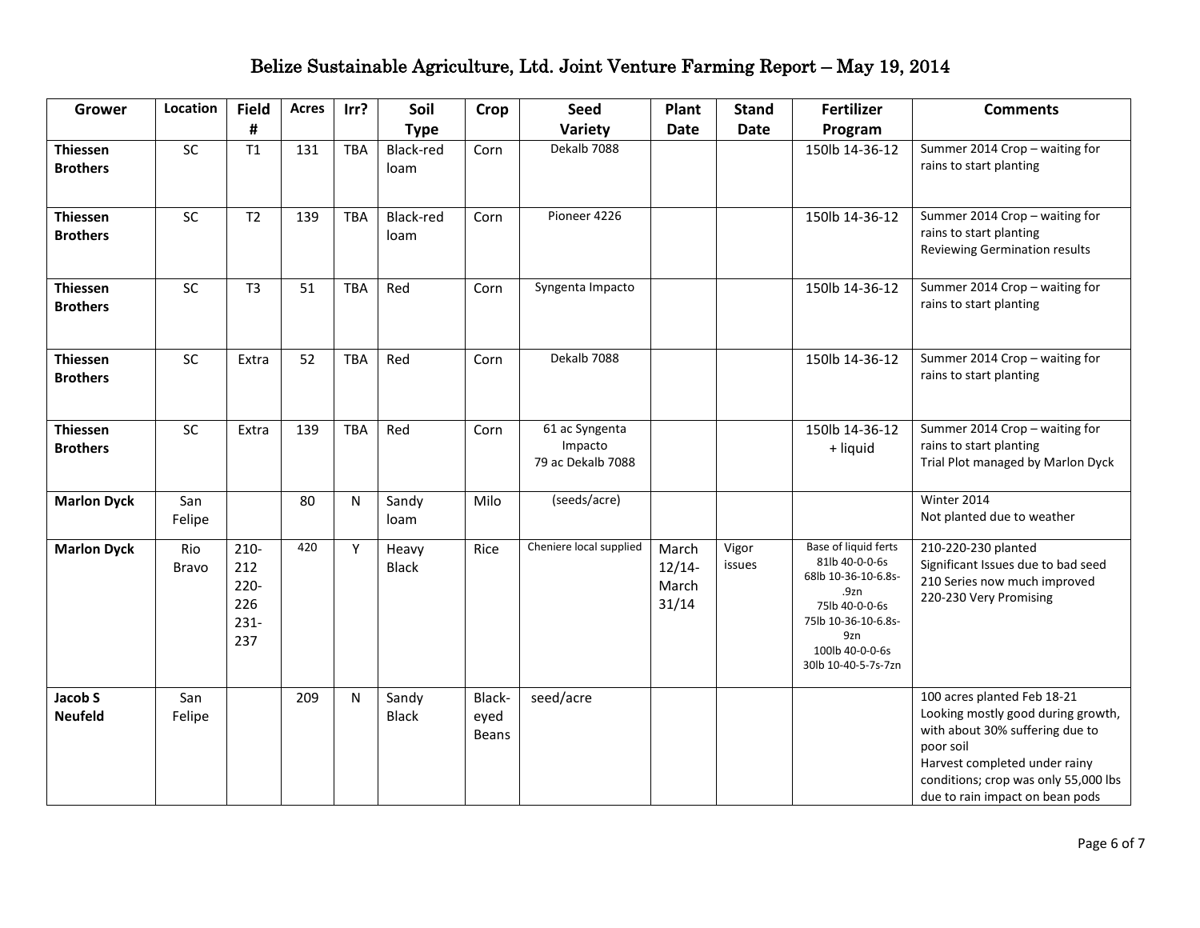# Belize Sustainable Agriculture, Ltd. Joint Venture Farming Report – May 19, 2014

| Grower | Location | Field # | Acres | Irr? | Soil Type | Crop | Seed Variety | Plant Date | Stand Date | Fertilizer Program | Comments |
|---|---|---|---|---|---|---|---|---|---|---|---|
| **Thiessen Brothers** | SC | T1 | 131 | TBA | Black-red loam | Corn | Dekalb 7088 | | | 150lb 14-36-12 | Summer 2014 Crop – waiting for rains to start planting |
| **Thiessen Brothers** | SC | T2 | 139 | TBA | Black-red loam | Corn | Pioneer 4226 | | | 150lb 14-36-12 | Summer 2014 Crop – waiting for rains to start planting<br>Reviewing Germination results |
| **Thiessen Brothers** | SC | T3 | 51 | TBA | Red | Corn | Syngenta Impacto | | | 150lb 14-36-12 | Summer 2014 Crop – waiting for rains to start planting |
| **Thiessen Brothers** | SC | Extra | 52 | TBA | Red | Corn | Dekalb 7088 | | | 150lb 14-36-12 | Summer 2014 Crop – waiting for rains to start planting |
| **Thiessen Brothers** | SC | Extra | 139 | TBA | Red | Corn | 61 ac Syngenta Impacto<br>79 ac Dekalb 7088 | | | 150lb 14-36-12 + liquid | Summer 2014 Crop – waiting for rains to start planting<br>Trial Plot managed by Marlon Dyck |
| **Marlon Dyck** | San Felipe | | 80 | N | Sandy loam | Milo | (seeds/acre) | | | | Winter 2014<br>Not planted due to weather |
| **Marlon Dyck** | Rio Bravo | 210-212<br>220-226<br>231-237 | 420 | Y | Heavy Black | Rice | Cheniere local supplied | March 12/14-March 31/14 | Vigor issues | Base of liquid ferts<br>81lb 40-0-0-6s<br>68lb 10-36-10-6.8s-.9zn<br>75lb 40-0-0-6s<br>75lb 10-36-10-6.8s-9zn<br>100lb 40-0-0-6s<br>30lb 10-40-5-7s-7zn | 210-220-230 planted<br>Significant Issues due to bad seed<br>210 Series now much improved<br>220-230 Very Promising |
| **Jacob S Neufeld** | San Felipe | | 209 | N | Sandy Black | Black-eyed Beans | seed/acre | | | | 100 acres planted Feb 18-21<br>Looking mostly good during growth, with about 30% suffering due to poor soil<br>Harvest completed under rainy conditions; crop was only 55,000 lbs due to rain impact on bean pods |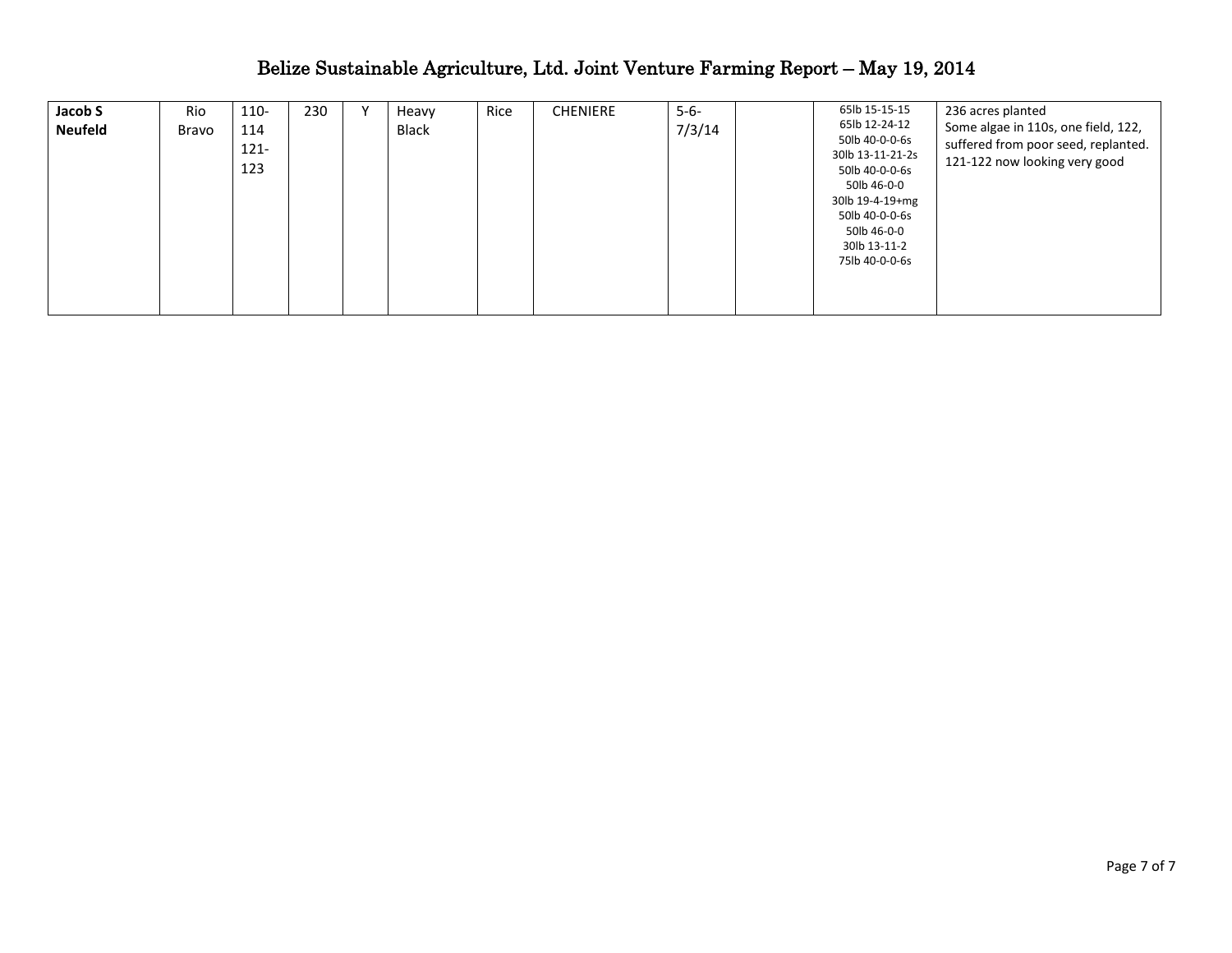# Belize Sustainable Agriculture, Ltd. Joint Venture Farming Report – May 19, 2014

| | | | | | | | | | | | |
|---|---|---|---|---|---|---|---|---|---|---|---|
| **Jacob S Neufeld** | Rio Bravo | 110-114 121-123 | 230 | Y | Heavy Black | Rice | CHENIERE | 5-6-7/3/14 | | 65lb 15-15-15<br>65lb 12-24-12<br>50lb 40-0-0-6s<br>30lb 13-11-21-2s<br>50lb 40-0-0-6s<br>50lb 46-0-0<br>30lb 19-4-19+mg<br>50lb 40-0-0-6s<br>50lb 46-0-0<br>30lb 13-11-2<br>75lb 40-0-0-6s | 236 acres planted<br>Some algae in 110s, one field, 122, suffered from poor seed, replanted. 121-122 now looking very good |